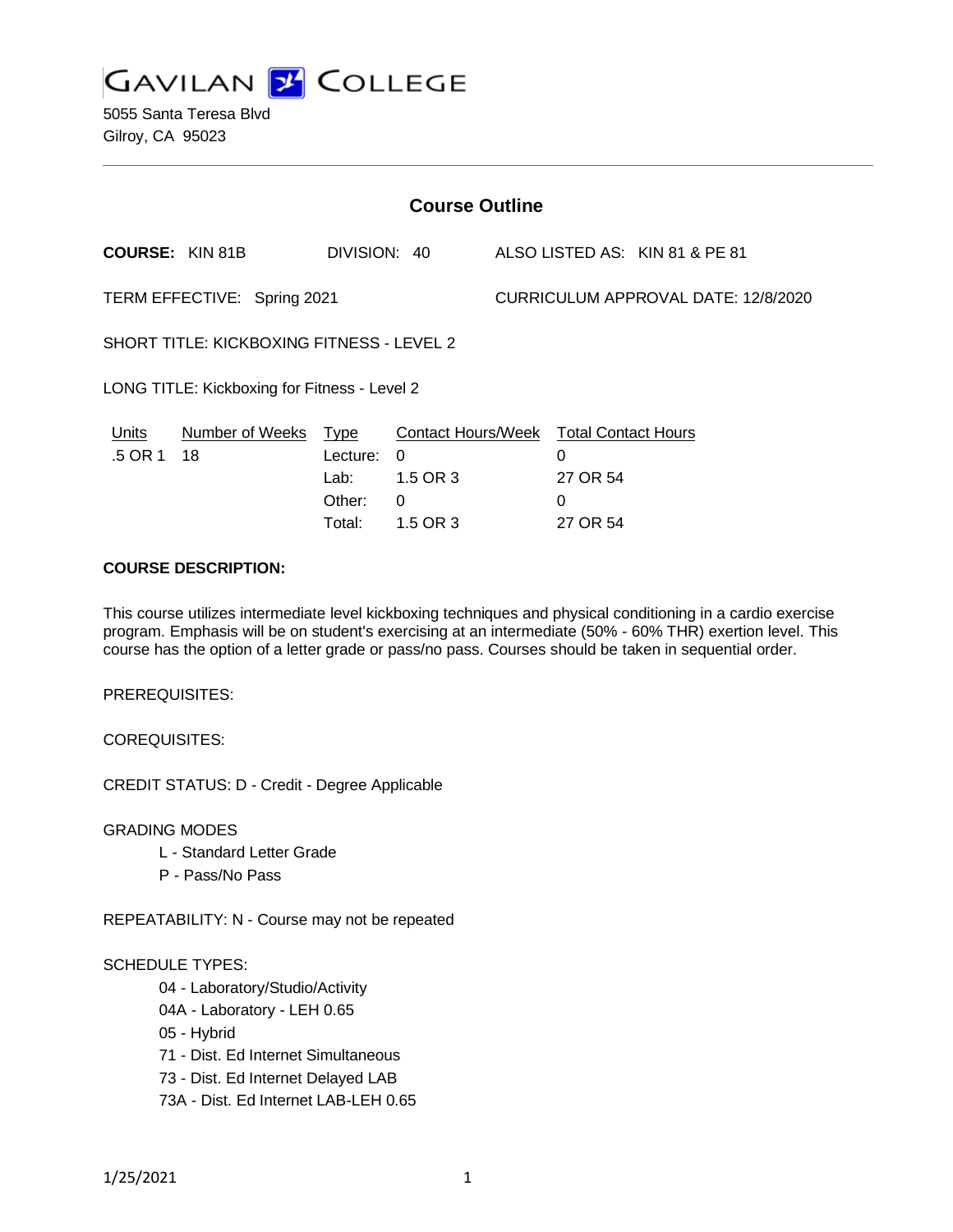# GAVILAN COLLEGE

5055 Santa Teresa Blvd
Gilroy, CA 95023

## Course Outline

**COURSE:** KIN 81B DIVISION: 40 ALSO LISTED AS: KIN 81 & PE 81

TERM EFFECTIVE: Spring 2021 CURRICULUM APPROVAL DATE: 12/8/2020

SHORT TITLE: KICKBOXING FITNESS - LEVEL 2

LONG TITLE: Kickboxing for Fitness - Level 2

| Units | Number of Weeks | Type | Contact Hours/Week | Total Contact Hours |
|---|---|---|---|---|
| .5 OR 1 | 18 | Lecture: | 0 | 0 |
| | | Lab: | 1.5 OR 3 | 27 OR 54 |
| | | Other: | 0 | 0 |
| | | Total: | 1.5 OR 3 | 27 OR 54 |

**COURSE DESCRIPTION:**

This course utilizes intermediate level kickboxing techniques and physical conditioning in a cardio exercise program. Emphasis will be on student's exercising at an intermediate (50% - 60% THR) exertion level. This course has the option of a letter grade or pass/no pass. Courses should be taken in sequential order.

PREREQUISITES:

COREQUISITES:

CREDIT STATUS: D - Credit - Degree Applicable

GRADING MODES

- L - Standard Letter Grade
- P - Pass/No Pass

REPEATABILITY: N - Course may not be repeated

SCHEDULE TYPES:

- 04 - Laboratory/Studio/Activity
- 04A - Laboratory - LEH 0.65
- 05 - Hybrid
- 71 - Dist. Ed Internet Simultaneous
- 73 - Dist. Ed Internet Delayed LAB
- 73A - Dist. Ed Internet LAB-LEH 0.65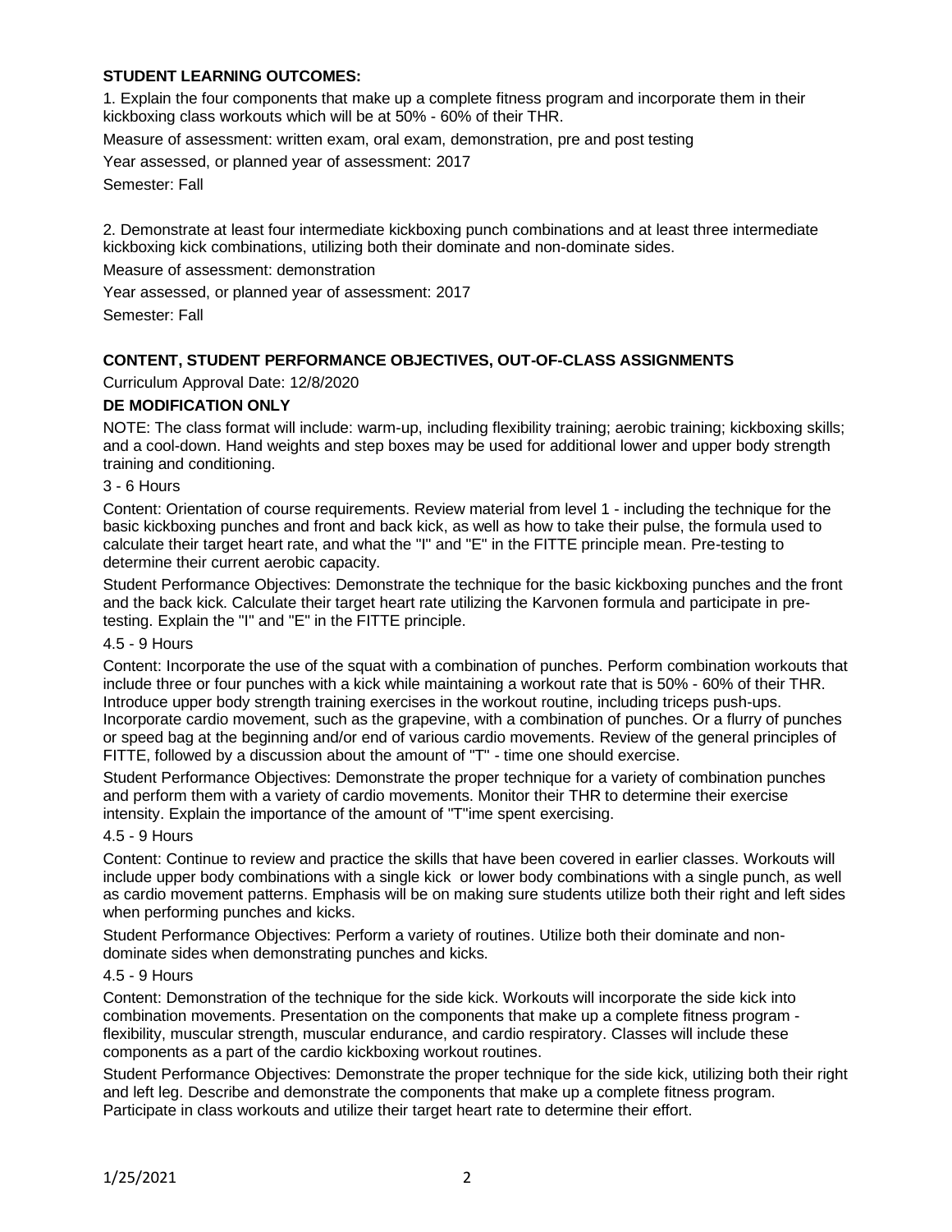**STUDENT LEARNING OUTCOMES:**

1. Explain the four components that make up a complete fitness program and incorporate them in their kickboxing class workouts which will be at 50% - 60% of their THR.

Measure of assessment: written exam, oral exam, demonstration, pre and post testing

Year assessed, or planned year of assessment: 2017

Semester: Fall

2. Demonstrate at least four intermediate kickboxing punch combinations and at least three intermediate kickboxing kick combinations, utilizing both their dominate and non-dominate sides.

Measure of assessment: demonstration

Year assessed, or planned year of assessment: 2017

Semester: Fall

**CONTENT, STUDENT PERFORMANCE OBJECTIVES, OUT-OF-CLASS ASSIGNMENTS**

Curriculum Approval Date: 12/8/2020

**DE MODIFICATION ONLY**

NOTE: The class format will include: warm-up, including flexibility training; aerobic training; kickboxing skills; and a cool-down. Hand weights and step boxes may be used for additional lower and upper body strength training and conditioning.

3 - 6 Hours

Content: Orientation of course requirements. Review material from level 1 - including the technique for the basic kickboxing punches and front and back kick, as well as how to take their pulse, the formula used to calculate their target heart rate, and what the "I" and "E" in the FITTE principle mean. Pre-testing to determine their current aerobic capacity.

Student Performance Objectives: Demonstrate the technique for the basic kickboxing punches and the front and the back kick. Calculate their target heart rate utilizing the Karvonen formula and participate in pre-testing. Explain the "I" and "E" in the FITTE principle.

4.5 - 9 Hours

Content: Incorporate the use of the squat with a combination of punches. Perform combination workouts that include three or four punches with a kick while maintaining a workout rate that is 50% - 60% of their THR. Introduce upper body strength training exercises in the workout routine, including triceps push-ups. Incorporate cardio movement, such as the grapevine, with a combination of punches. Or a flurry of punches or speed bag at the beginning and/or end of various cardio movements. Review of the general principles of FITTE, followed by a discussion about the amount of "T" - time one should exercise.

Student Performance Objectives: Demonstrate the proper technique for a variety of combination punches and perform them with a variety of cardio movements. Monitor their THR to determine their exercise intensity. Explain the importance of the amount of "T"ime spent exercising.

4.5 - 9 Hours

Content: Continue to review and practice the skills that have been covered in earlier classes. Workouts will include upper body combinations with a single kick or lower body combinations with a single punch, as well as cardio movement patterns. Emphasis will be on making sure students utilize both their right and left sides when performing punches and kicks.

Student Performance Objectives: Perform a variety of routines. Utilize both their dominate and non-dominate sides when demonstrating punches and kicks.

4.5 - 9 Hours

Content: Demonstration of the technique for the side kick. Workouts will incorporate the side kick into combination movements. Presentation on the components that make up a complete fitness program - flexibility, muscular strength, muscular endurance, and cardio respiratory. Classes will include these components as a part of the cardio kickboxing workout routines.

Student Performance Objectives: Demonstrate the proper technique for the side kick, utilizing both their right and left leg. Describe and demonstrate the components that make up a complete fitness program. Participate in class workouts and utilize their target heart rate to determine their effort.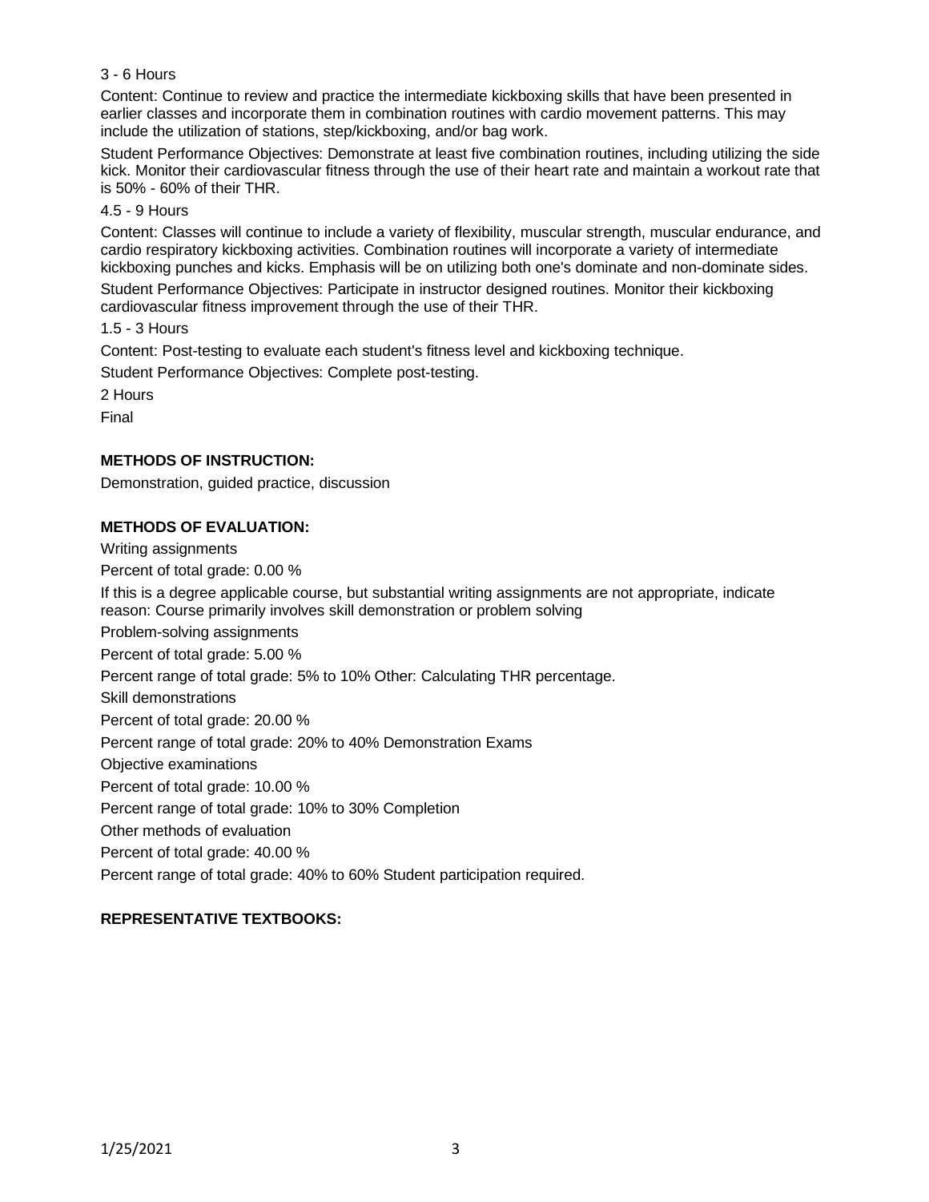3 - 6 Hours

Content: Continue to review and practice the intermediate kickboxing skills that have been presented in earlier classes and incorporate them in combination routines with cardio movement patterns. This may include the utilization of stations, step/kickboxing, and/or bag work.

Student Performance Objectives: Demonstrate at least five combination routines, including utilizing the side kick. Monitor their cardiovascular fitness through the use of their heart rate and maintain a workout rate that is 50% - 60% of their THR.

4.5 - 9 Hours

Content: Classes will continue to include a variety of flexibility, muscular strength, muscular endurance, and cardio respiratory kickboxing activities. Combination routines will incorporate a variety of intermediate kickboxing punches and kicks. Emphasis will be on utilizing both one's dominate and non-dominate sides.

Student Performance Objectives: Participate in instructor designed routines. Monitor their kickboxing cardiovascular fitness improvement through the use of their THR.

1.5 - 3 Hours

Content: Post-testing to evaluate each student's fitness level and kickboxing technique.

Student Performance Objectives: Complete post-testing.

2 Hours

Final

## METHODS OF INSTRUCTION:

Demonstration, guided practice, discussion

## METHODS OF EVALUATION:

Writing assignments

Percent of total grade: 0.00 %

If this is a degree applicable course, but substantial writing assignments are not appropriate, indicate reason: Course primarily involves skill demonstration or problem solving

Problem-solving assignments

Percent of total grade: 5.00 %

Percent range of total grade: 5% to 10% Other: Calculating THR percentage.

Skill demonstrations

Percent of total grade: 20.00 %

Percent range of total grade: 20% to 40% Demonstration Exams

Objective examinations

Percent of total grade: 10.00 %

Percent range of total grade: 10% to 30% Completion

Other methods of evaluation

Percent of total grade: 40.00 %

Percent range of total grade: 40% to 60% Student participation required.

## REPRESENTATIVE TEXTBOOKS: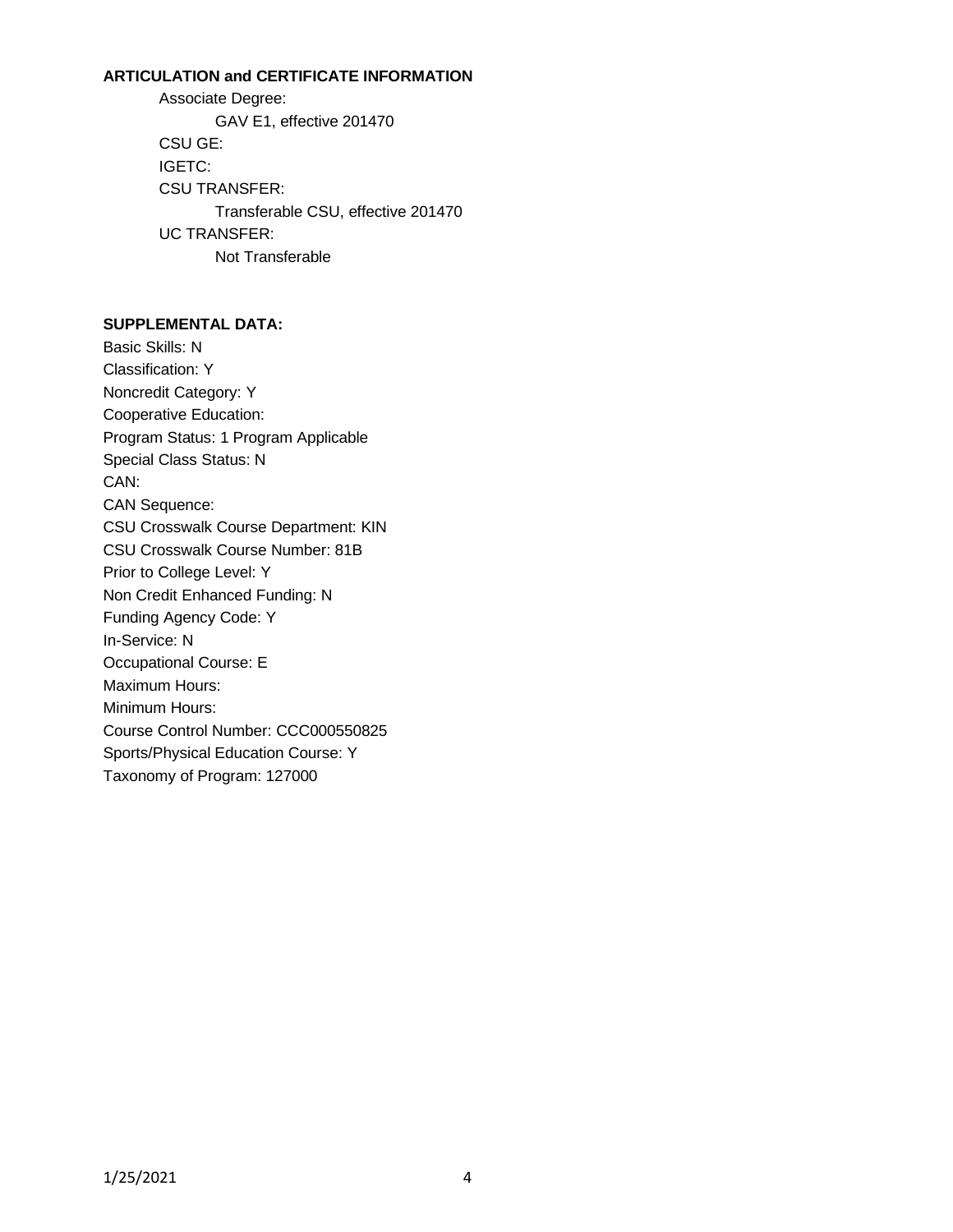**ARTICULATION and CERTIFICATE INFORMATION**

Associate Degree:

GAV E1, effective 201470

CSU GE:

IGETC:

CSU TRANSFER:

Transferable CSU, effective 201470

UC TRANSFER:

Not Transferable

**SUPPLEMENTAL DATA:**

Basic Skills: N
Classification: Y
Noncredit Category: Y
Cooperative Education:
Program Status: 1 Program Applicable
Special Class Status: N
CAN:
CAN Sequence:
CSU Crosswalk Course Department: KIN
CSU Crosswalk Course Number: 81B
Prior to College Level: Y
Non Credit Enhanced Funding: N
Funding Agency Code: Y
In-Service: N
Occupational Course: E
Maximum Hours:
Minimum Hours:
Course Control Number: CCC000550825
Sports/Physical Education Course: Y
Taxonomy of Program: 127000